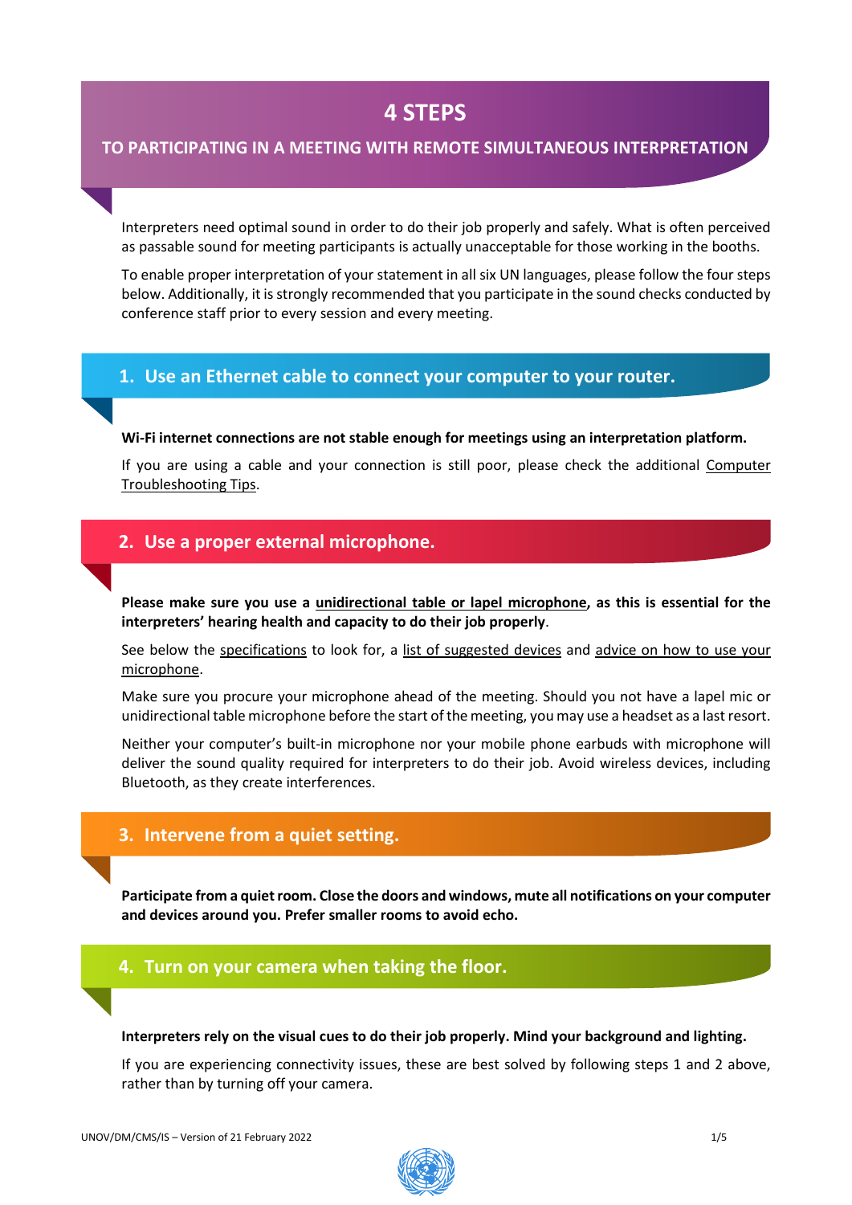# 4 STEPS

## TO PARTICIPATING IN A MEETING WITH REMOTE SIMULTANEOUS INTERPRETATION

Interpreters need optimal sound in order to do their job properly and safely. What is often perceived as passable sound for meeting participants is actually unacceptable for those working in the booths.

To enable proper interpretation of your statement in all six UN languages, please follow the four steps below. Additionally, it is strongly recommended that you participate in the sound checks conducted by conference staff prior to every session and every meeting.

## 1. Use an Ethernet cable to connect your computer to your router.

**Wi-Fi internet connections are not stable enough for meetings using an interpretation platform.**

If you are using a cable and your connection is still poor, please check the additional Computer Troubleshooting Tips.

## 2. Use a proper external microphone.

**Please make sure you use a unidirectional table or lapel microphone, as this is essential for the interpreters' hearing health and capacity to do their job properly**.

See below the specifications to look for, a list of suggested devices and advice on how to use your microphone.

Make sure you procure your microphone ahead of the meeting. Should you not have a lapel mic or unidirectional table microphone before the start of the meeting, you may use a headset as a last resort.

Neither your computer's built-in microphone nor your mobile phone earbuds with microphone will deliver the sound quality required for interpreters to do their job. Avoid wireless devices, including Bluetooth, as they create interferences.

## 3. Intervene from a quiet setting.

**Participate from a quiet room. Close the doors and windows, mute all notifications on your computer and devices around you. Prefer smaller rooms to avoid echo.**

## 4. Turn on your camera when taking the floor.

**Interpreters rely on the visual cues to do their job properly. Mind your background and lighting.**

If you are experiencing connectivity issues, these are best solved by following steps 1 and 2 above, rather than by turning off your camera.

UNOV/DM/CMS/IS – Version of 21 February 2022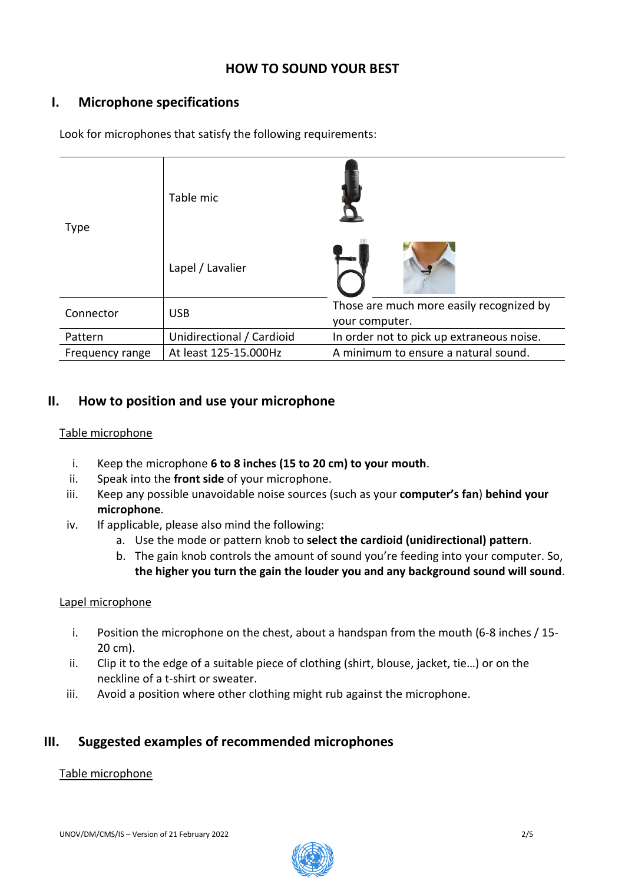## HOW TO SOUND YOUR BEST

## I. Microphone specifications

Look for microphones that satisfy the following requirements:

| | | |
|---|---|---|
| Type | Table mic | |
| | Lapel / Lavalier | |
| Connector | USB | Those are much more easily recognized by your computer. |
| Pattern | Unidirectional / Cardioid | In order not to pick up extraneous noise. |
| Frequency range | At least 125-15.000Hz | A minimum to ensure a natural sound. |

## II. How to position and use your microphone

Table microphone

- i. Keep the microphone **6 to 8 inches (15 to 20 cm) to your mouth**.
- ii. Speak into the **front side** of your microphone.
- iii. Keep any possible unavoidable noise sources (such as your **computer's fan**) **behind your microphone**.
- iv. If applicable, please also mind the following:
  - a. Use the mode or pattern knob to **select the cardioid (unidirectional) pattern**.
  - b. The gain knob controls the amount of sound you're feeding into your computer. So, **the higher you turn the gain the louder you and any background sound will sound**.

Lapel microphone

- i. Position the microphone on the chest, about a handspan from the mouth (6-8 inches / 15-20 cm).
- ii. Clip it to the edge of a suitable piece of clothing (shirt, blouse, jacket, tie…) or on the neckline of a t-shirt or sweater.
- iii. Avoid a position where other clothing might rub against the microphone.

## III. Suggested examples of recommended microphones

Table microphone

UNOV/DM/CMS/IS – Version of 21 February 2022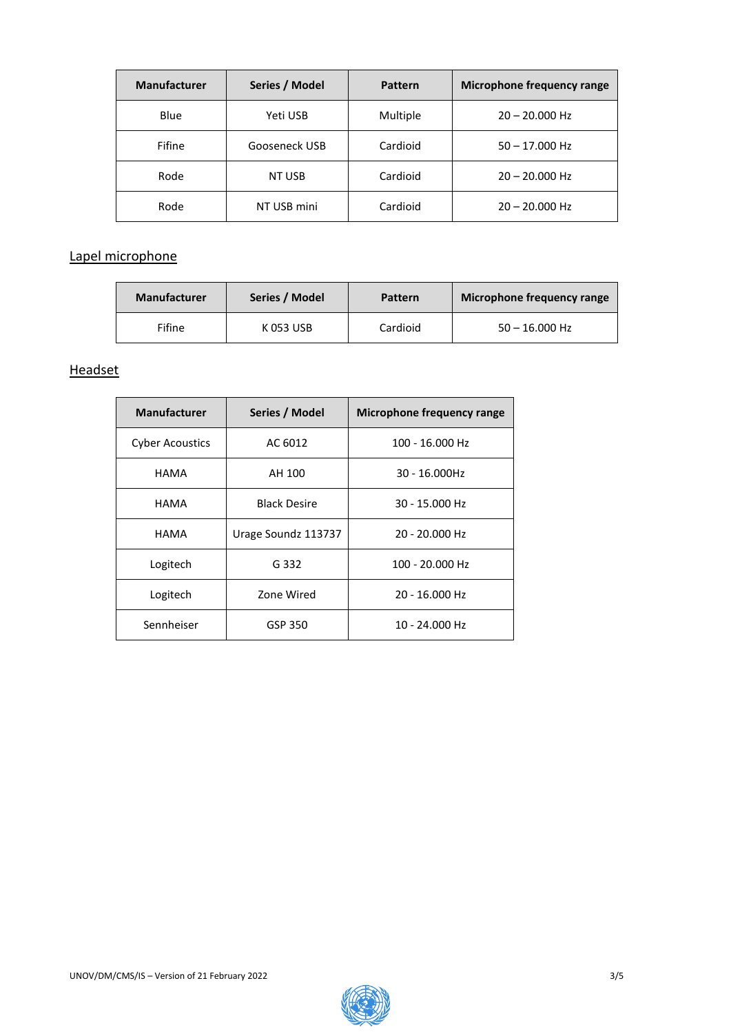| Manufacturer | Series / Model | Pattern | Microphone frequency range |
|---|---|---|---|
| Blue | Yeti USB | Multiple | 20 – 20.000 Hz |
| Fifine | Gooseneck USB | Cardioid | 50 – 17.000 Hz |
| Rode | NT USB | Cardioid | 20 – 20.000 Hz |
| Rode | NT USB mini | Cardioid | 20 – 20.000 Hz |

## Lapel microphone

| Manufacturer | Series / Model | Pattern | Microphone frequency range |
|---|---|---|---|
| Fifine | K 053 USB | Cardioid | 50 – 16.000 Hz |

## Headset

| Manufacturer | Series / Model | Microphone frequency range |
|---|---|---|
| Cyber Acoustics | AC 6012 | 100 - 16.000 Hz |
| HAMA | AH 100 | 30 - 16.000Hz |
| HAMA | Black Desire | 30 - 15.000 Hz |
| HAMA | Urage Soundz 113737 | 20 - 20.000 Hz |
| Logitech | G 332 | 100 - 20.000 Hz |
| Logitech | Zone Wired | 20 - 16.000 Hz |
| Sennheiser | GSP 350 | 10 - 24.000 Hz |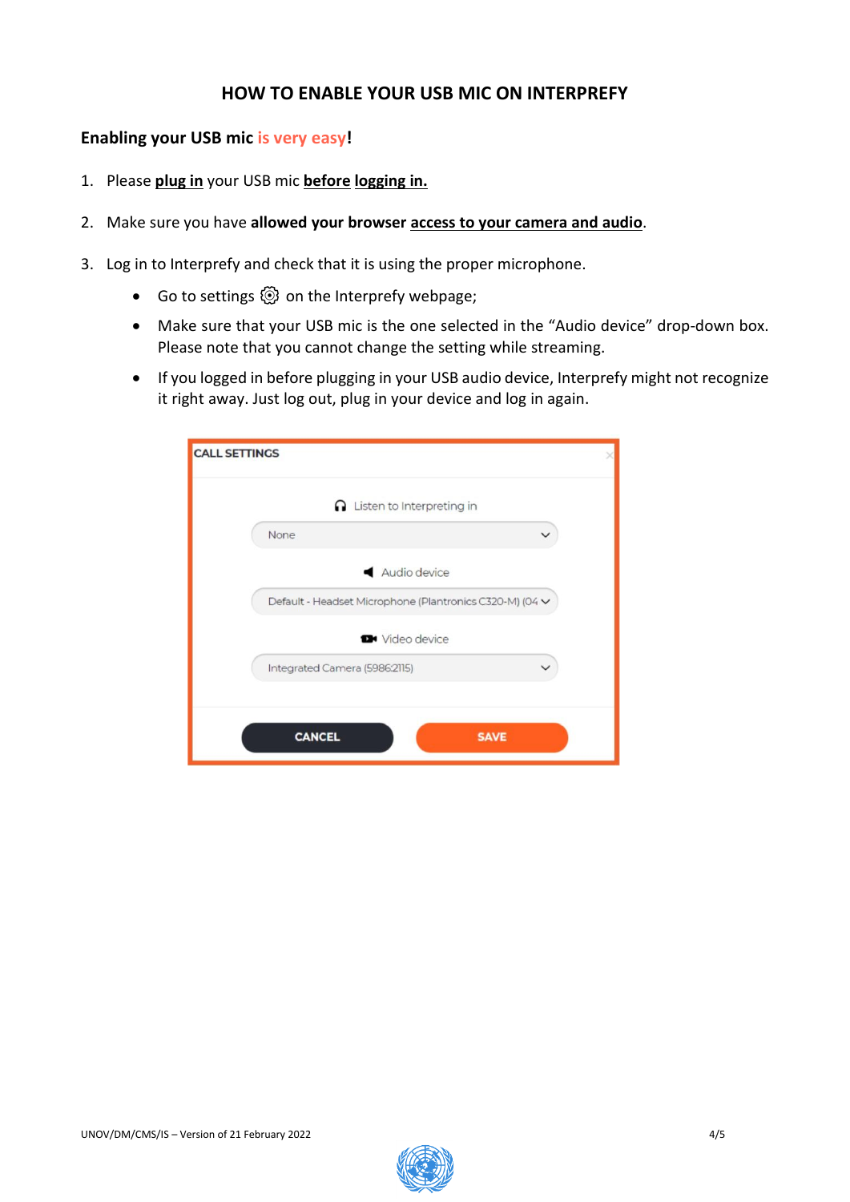# HOW TO ENABLE YOUR USB MIC ON INTERPREFY

**Enabling your USB mic is very easy!**

1. Please **plug in** your USB mic **before logging in.**

2. Make sure you have **allowed your browser access to your camera and audio**.

3. Log in to Interprefy and check that it is using the proper microphone.
   - Go to settings ⚙ on the Interprefy webpage;
   - Make sure that your USB mic is the one selected in the "Audio device" drop-down box. Please note that you cannot change the setting while streaming.
   - If you logged in before plugging in your USB audio device, Interprefy might not recognize it right away. Just log out, plug in your device and log in again.

CALL SETTINGS

Listen to Interpreting in

None

Audio device

Default - Headset Microphone (Plantronics C320-M) (04

Video device

Integrated Camera (5986:2115)

CANCEL SAVE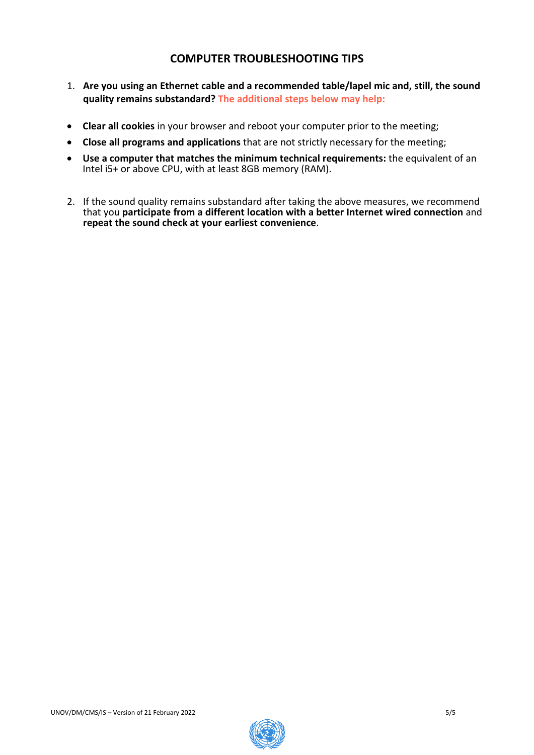# COMPUTER TROUBLESHOOTING TIPS

1. **Are you using an Ethernet cable and a recommended table/lapel mic and, still, the sound quality remains substandard? The additional steps below may help:**

- **Clear all cookies** in your browser and reboot your computer prior to the meeting;
- **Close all programs and applications** that are not strictly necessary for the meeting;
- **Use a computer that matches the minimum technical requirements:** the equivalent of an Intel i5+ or above CPU, with at least 8GB memory (RAM).

2. If the sound quality remains substandard after taking the above measures, we recommend that you **participate from a different location with a better Internet wired connection** and **repeat the sound check at your earliest convenience**.